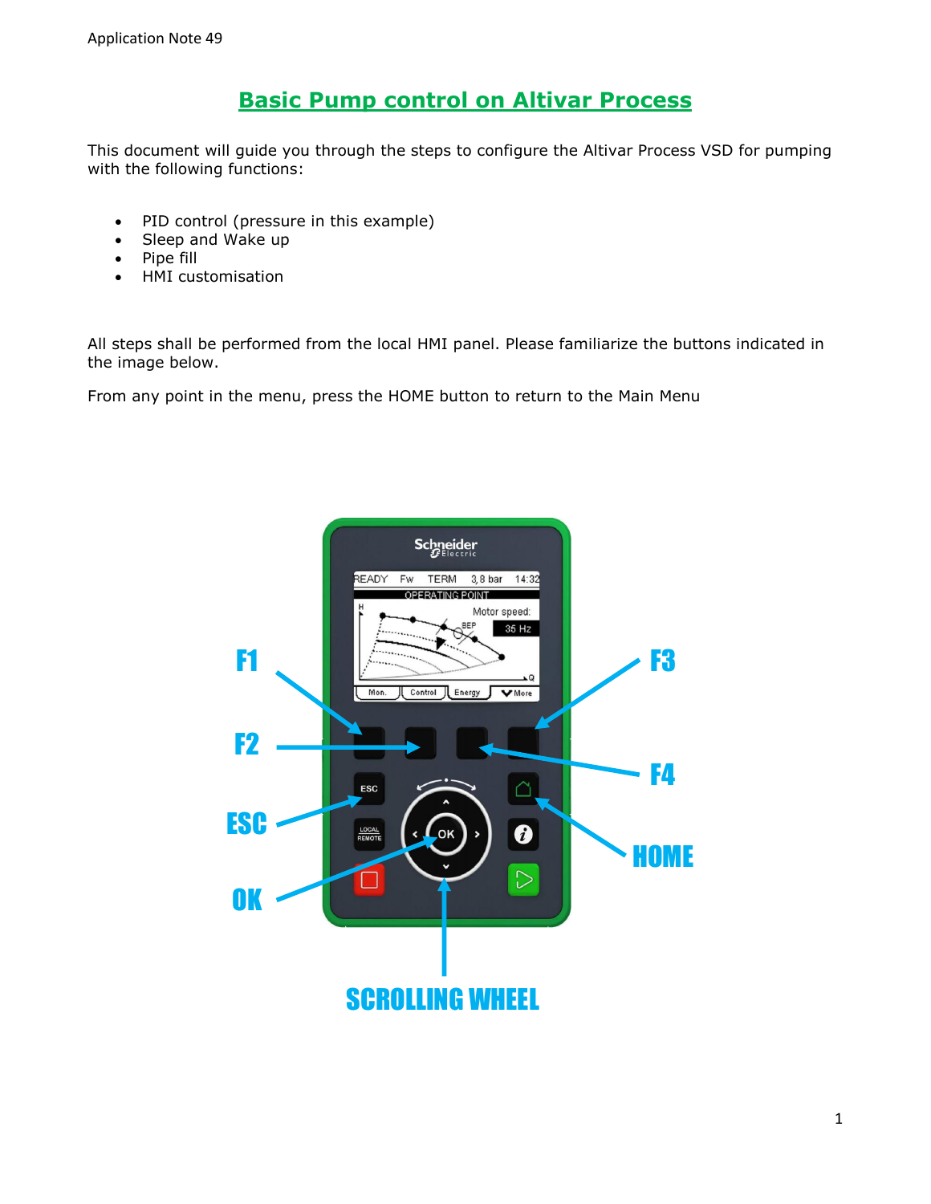# Basic Pump control on Altivar Process

This document will guide you through the steps to configure the Altivar Process VSD for pumping with the following functions:

- PID control (pressure in this example)
- Sleep and Wake up
- Pipe fill
- HMI customisation

All steps shall be performed from the local HMI panel. Please familiarize the buttons indicated in the image below.

From any point in the menu, press the HOME button to return to the Main Menu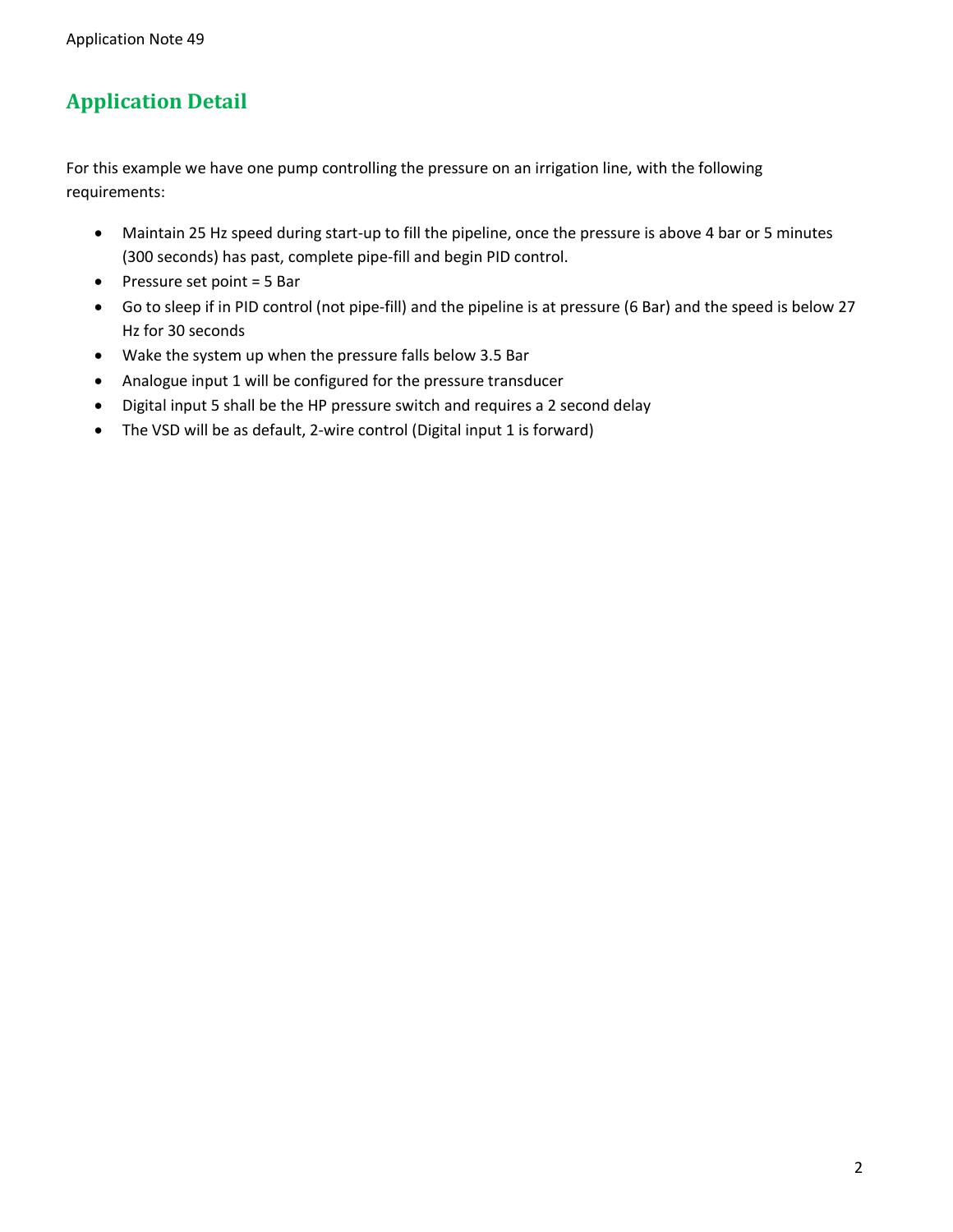## Application Detail

For this example we have one pump controlling the pressure on an irrigation line, with the following requirements:

- Maintain 25 Hz speed during start-up to fill the pipeline, once the pressure is above 4 bar or 5 minutes (300 seconds) has past, complete pipe-fill and begin PID control.
- Pressure set point = 5 Bar
- Go to sleep if in PID control (not pipe-fill) and the pipeline is at pressure (6 Bar) and the speed is below 27 Hz for 30 seconds
- Wake the system up when the pressure falls below 3.5 Bar
- Analogue input 1 will be configured for the pressure transducer
- Digital input 5 shall be the HP pressure switch and requires a 2 second delay
- The VSD will be as default, 2-wire control (Digital input 1 is forward)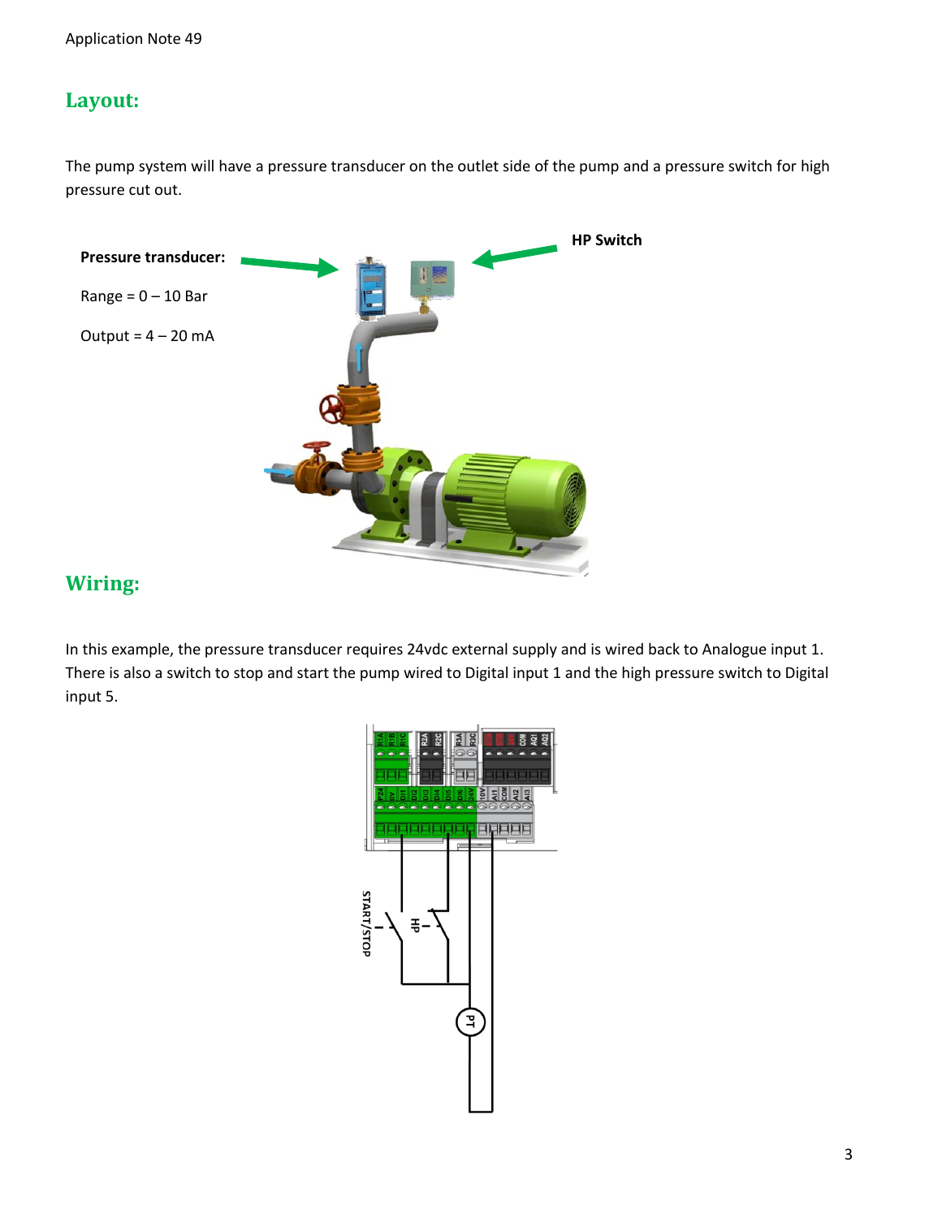## Layout:

The pump system will have a pressure transducer on the outlet side of the pump and a pressure switch for high pressure cut out.

**Pressure transducer:**

Range = 0 – 10 Bar

Output = 4 – 20 mA

**HP Switch**

## Wiring:

In this example, the pressure transducer requires 24vdc external supply and is wired back to Analogue input 1. There is also a switch to stop and start the pump wired to Digital input 1 and the high pressure switch to Digital input 5.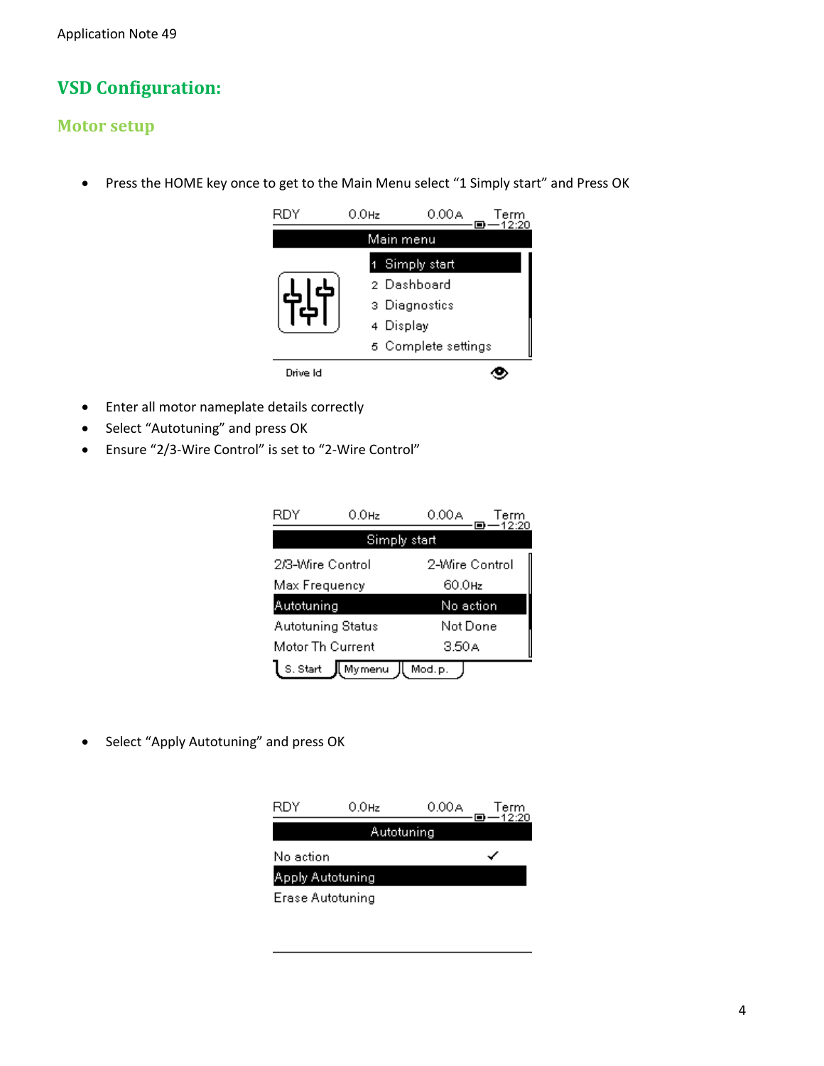# VSD Configuration:

## Motor setup

- Press the HOME key once to get to the Main Menu select “1 Simply start” and Press OK

- Enter all motor nameplate details correctly
- Select “Autotuning” and press OK
- Ensure “2/3-Wire Control” is set to “2-Wire Control”

- Select “Apply Autotuning” and press OK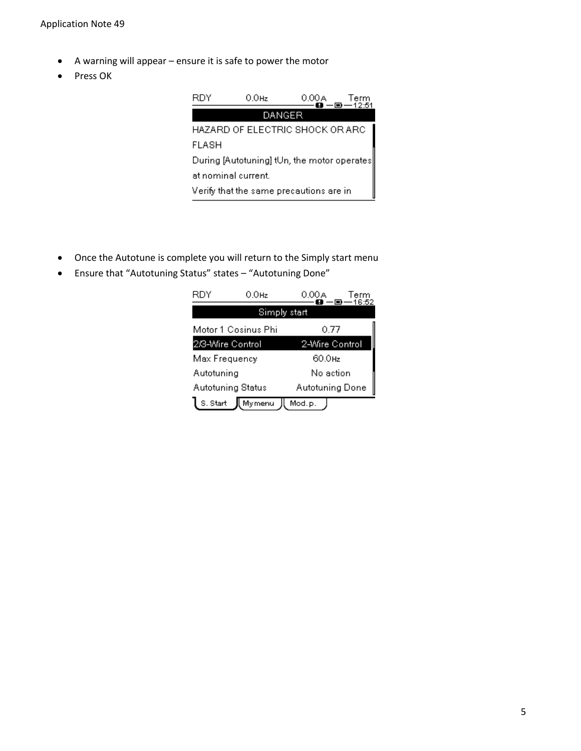- A warning will appear – ensure it is safe to power the motor
- Press OK

```
RDY          0.0Hz          0.00A      Term
                                        12:51
                   DANGER
HAZARD OF ELECTRIC SHOCK OR ARC
FLASH
During [Autotuning] tUn, the motor operates
at nominal current.
Verify that the same precautions are in
```

- Once the Autotune is complete you will return to the Simply start menu
- Ensure that "Autotuning Status" states – "Autotuning Done"

```
RDY          0.0Hz          0.00A      Term
                                        16:52
                 Simply start
Motor 1 Cosinus Phi            0.77
2/3-Wire Control         2-Wire Control
Max Frequency                 60.0Hz
Autotuning                  No action
Autotuning Status       Autotuning Done
S. Start | My menu | Mod. p.
```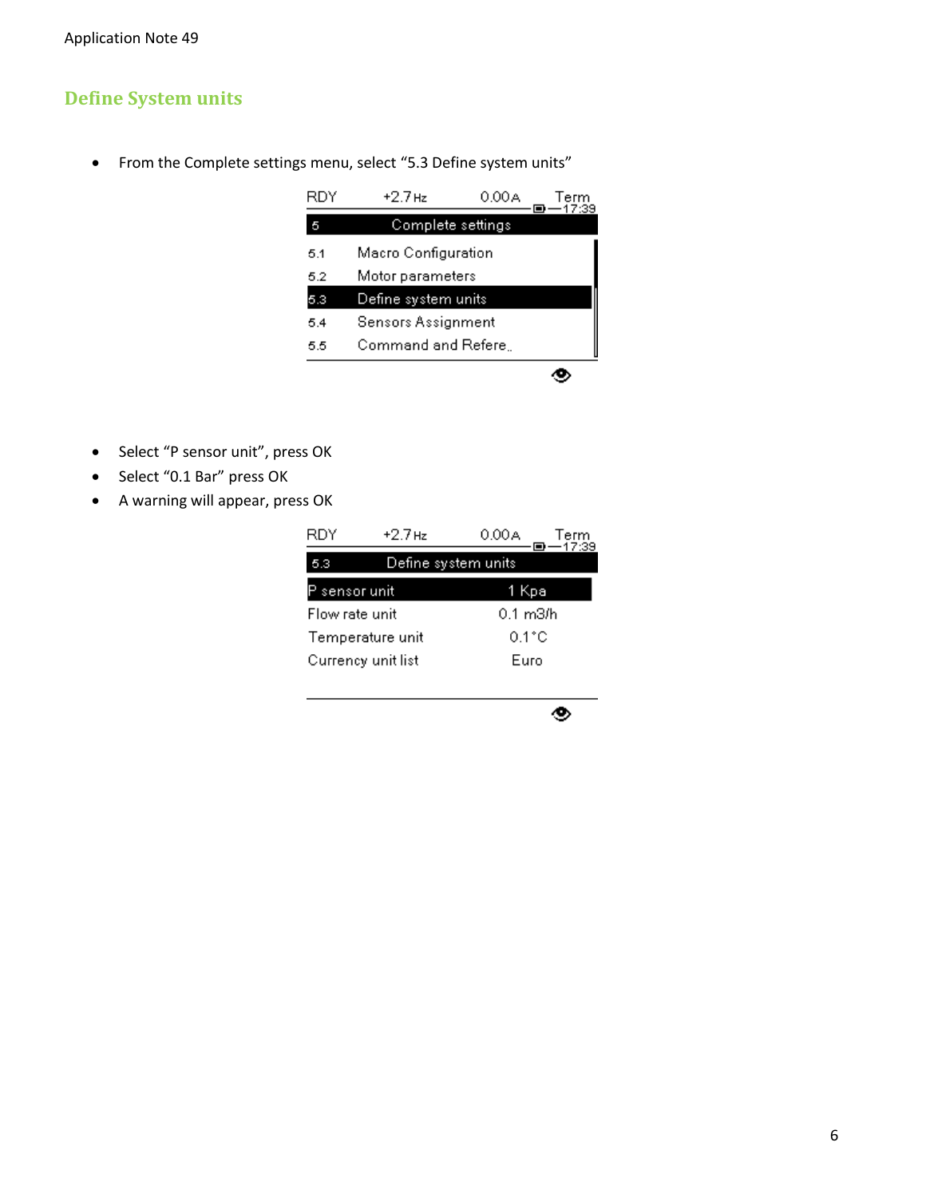## Define System units

- From the Complete settings menu, select “5.3 Define system units”

RDY +2.7 Hz 0.00 A Term 17:39

5 Complete settings

5.1 Macro Configuration
5.2 Motor parameters
5.3 Define system units
5.4 Sensors Assignment
5.5 Command and Refere..

- Select “P sensor unit”, press OK
- Select “0.1 Bar” press OK
- A warning will appear, press OK

RDY +2.7 Hz 0.00 A Term 17:39

5.3 Define system units

| | |
|---|---|
| P sensor unit | 1 Kpa |
| Flow rate unit | 0.1 m3/h |
| Temperature unit | 0.1°C |
| Currency unit list | Euro |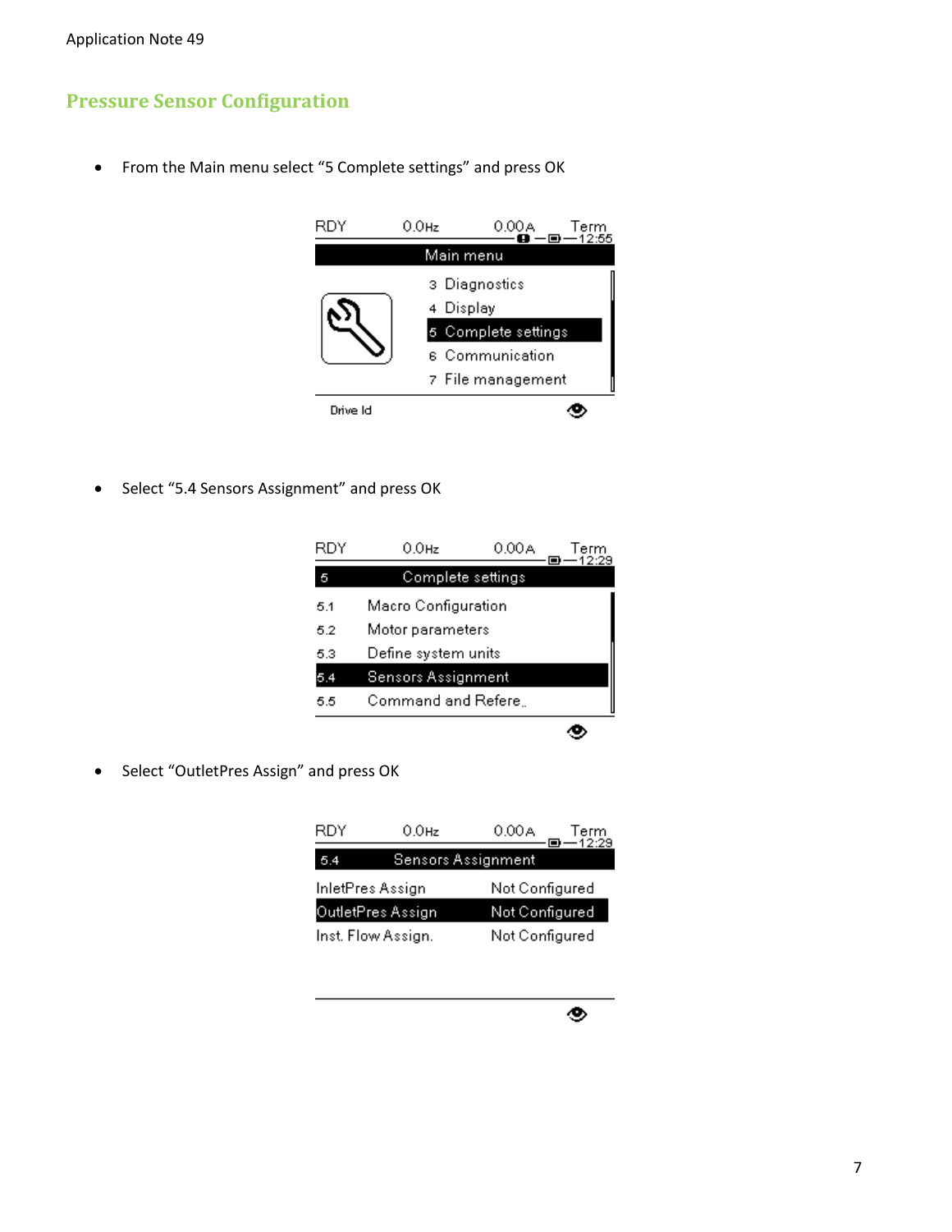## Pressure Sensor Configuration

- From the Main menu select “5 Complete settings” and press OK

```
RDY          0.0Hz          0.00A       Term
                                        12:55
                  Main menu
            3  Diagnostics
            4  Display
            5  Complete settings
            6  Communication
            7  File management
 Drive Id
```

- Select “5.4 Sensors Assignment” and press OK

```
RDY          0.0Hz          0.00A       Term
                                        12:29
5               Complete settings
5.1     Macro Configuration
5.2     Motor parameters
5.3     Define system units
5.4     Sensors Assignment
5.5     Command and Refere..
```

- Select “OutletPres Assign” and press OK

```
RDY          0.0Hz          0.00A       Term
                                        12:29
5.4             Sensors Assignment
InletPres Assign          Not Configured
OutletPres Assign         Not Configured
Inst. Flow Assign.        Not Configured
```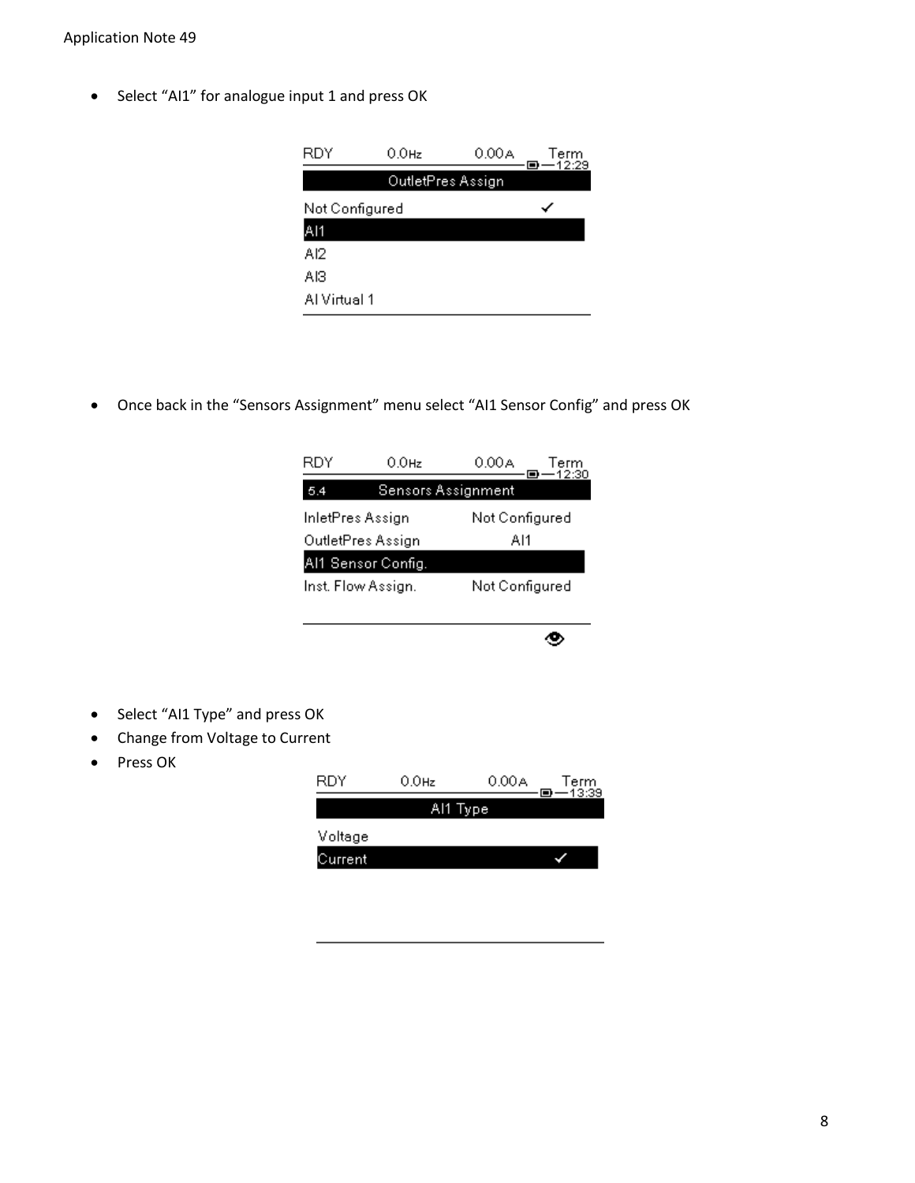- Select "AI1" for analogue input 1 and press OK

RDY 0.0Hz 0.00A Term 12:29

OutletPres Assign

Not Configured ✓

AI1

AI2

AI3

AI Virtual 1

- Once back in the "Sensors Assignment" menu select "AI1 Sensor Config" and press OK

RDY 0.0Hz 0.00A Term 12:30

5.4 Sensors Assignment

| | |
|---|---|
| InletPres Assign | Not Configured |
| OutletPres Assign | AI1 |
| AI1 Sensor Config. | |
| Inst. Flow Assign. | Not Configured |

- Select "AI1 Type" and press OK
- Change from Voltage to Current
- Press OK

RDY 0.0Hz 0.00A Term 13:39

AI1 Type

Voltage

Current ✓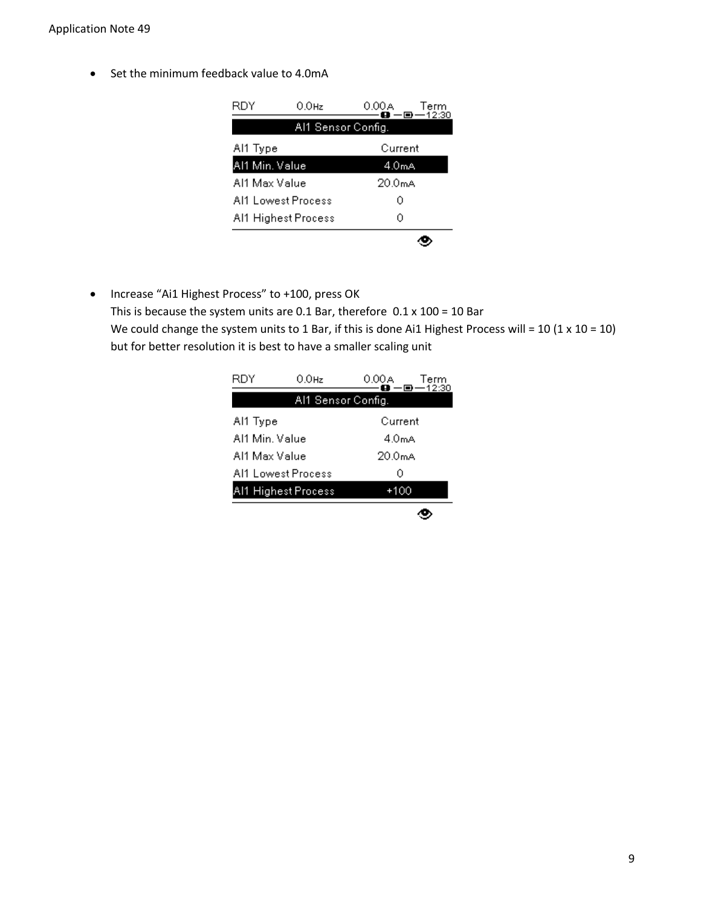- Set the minimum feedback value to 4.0mA

- Increase "Ai1 Highest Process" to +100, press OK
  This is because the system units are 0.1 Bar, therefore 0.1 x 100 = 10 Bar
  We could change the system units to 1 Bar, if this is done Ai1 Highest Process will = 10 (1 x 10 = 10) but for better resolution it is best to have a smaller scaling unit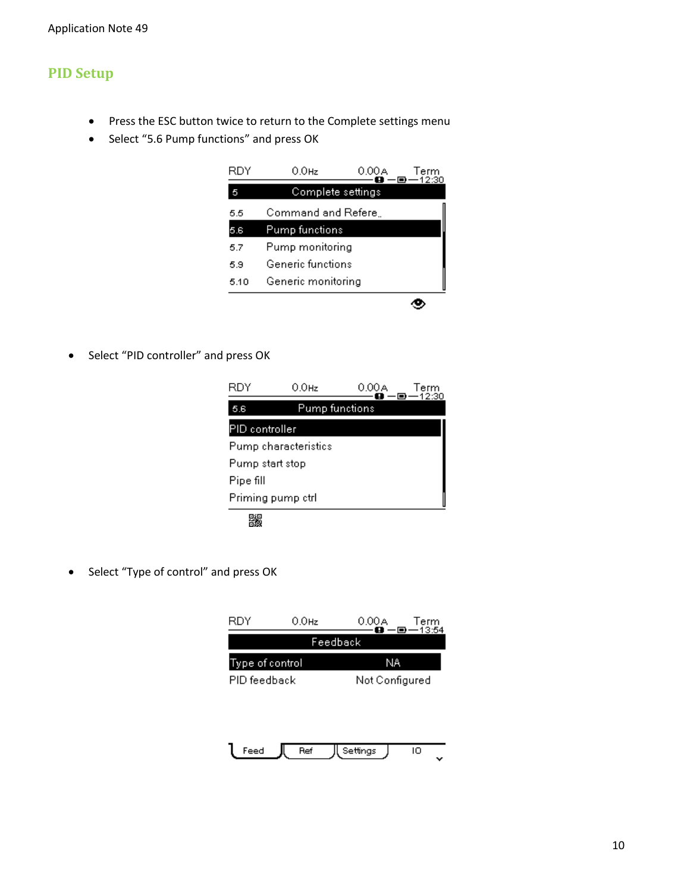## PID Setup

- Press the ESC button twice to return to the Complete settings menu
- Select "5.6 Pump functions" and press OK

```
RDY        0.0Hz        0.00A      Term
                                   12:30
5            Complete settings
5.5     Command and Refere..
5.6     Pump functions
5.7     Pump monitoring
5.9     Generic functions
5.10    Generic monitoring
```

- Select "PID controller" and press OK

```
RDY        0.0Hz        0.00A      Term
                                   12:30
5.6            Pump functions
PID controller
Pump characteristics
Pump start stop
Pipe fill
Priming pump ctrl
```

- Select "Type of control" and press OK

```
RDY        0.0Hz        0.00A      Term
                                   13:54
                 Feedback
Type of control                NA
PID feedback           Not Configured

Feed    Ref    Settings    IO
```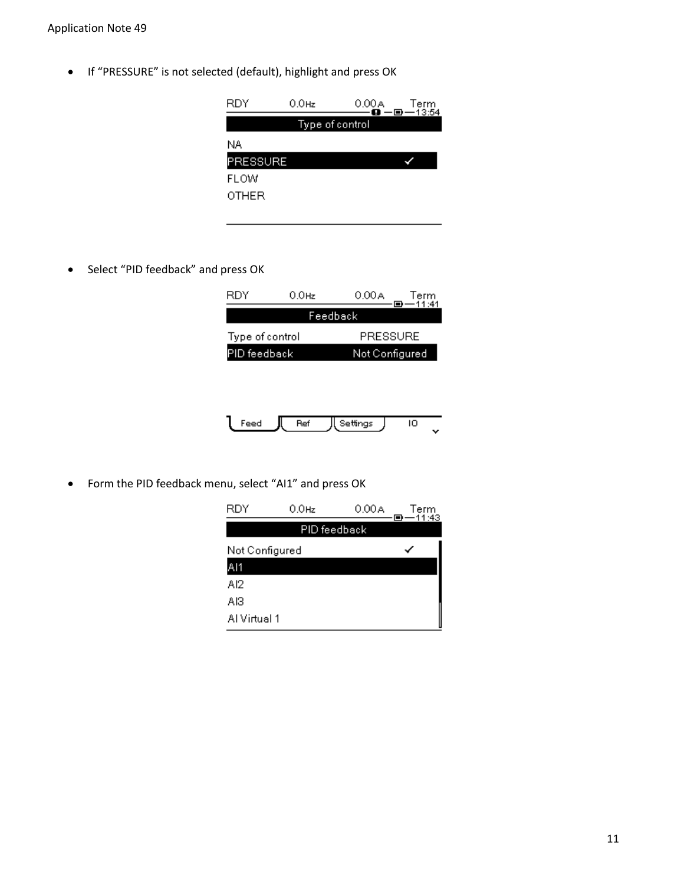- If "PRESSURE" is not selected (default), highlight and press OK

- Select "PID feedback" and press OK

- Form the PID feedback menu, select "AI1" and press OK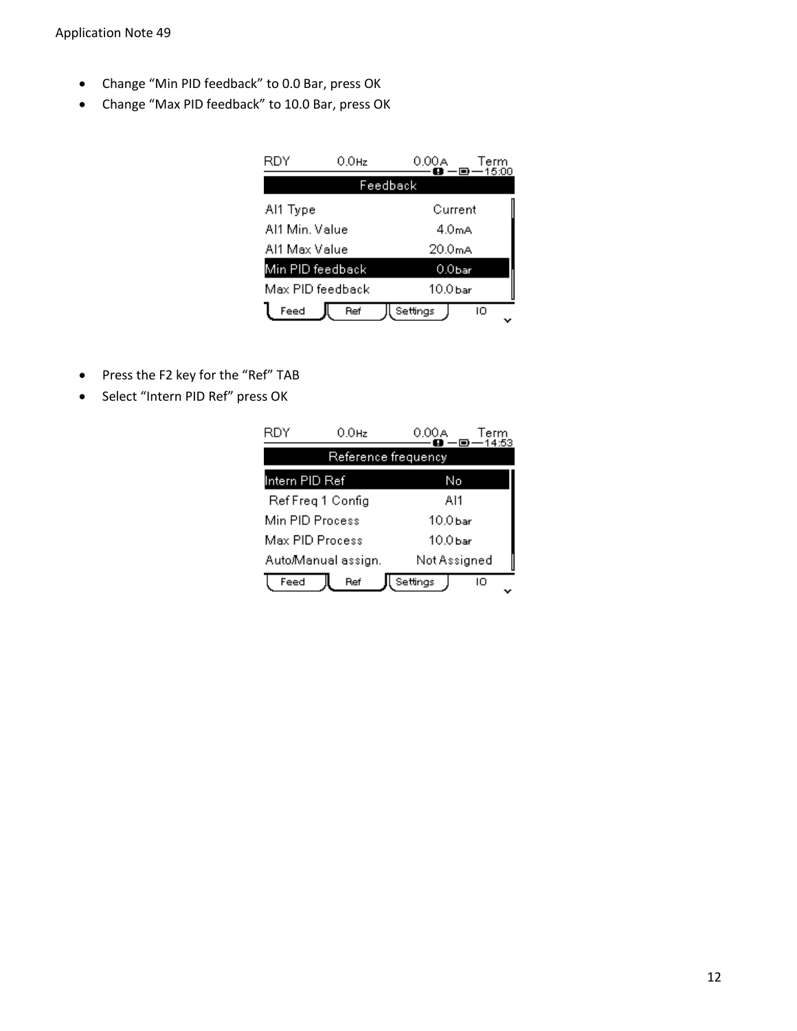- Change "Min PID feedback" to 0.0 Bar, press OK
- Change "Max PID feedback" to 10.0 Bar, press OK

| RDY | 0.0Hz | 0.00A | Term 15:00 |
|---|---|---|---|

**Feedback**

| | |
|---|---|
| AI1 Type | Current |
| AI1 Min. Value | 4.0mA |
| AI1 Max Value | 20.0mA |
| Min PID feedback | 0.0bar |
| Max PID feedback | 10.0bar |

Feed | Ref | Settings | IO

- Press the F2 key for the "Ref" TAB
- Select "Intern PID Ref" press OK

| RDY | 0.0Hz | 0.00A | Term 14:53 |
|---|---|---|---|

**Reference frequency**

| | |
|---|---|
| Intern PID Ref | No |
| Ref Freq 1 Config | AI1 |
| Min PID Process | 10.0bar |
| Max PID Process | 10.0bar |
| Auto/Manual assign. | Not Assigned |

Feed | Ref | Settings | IO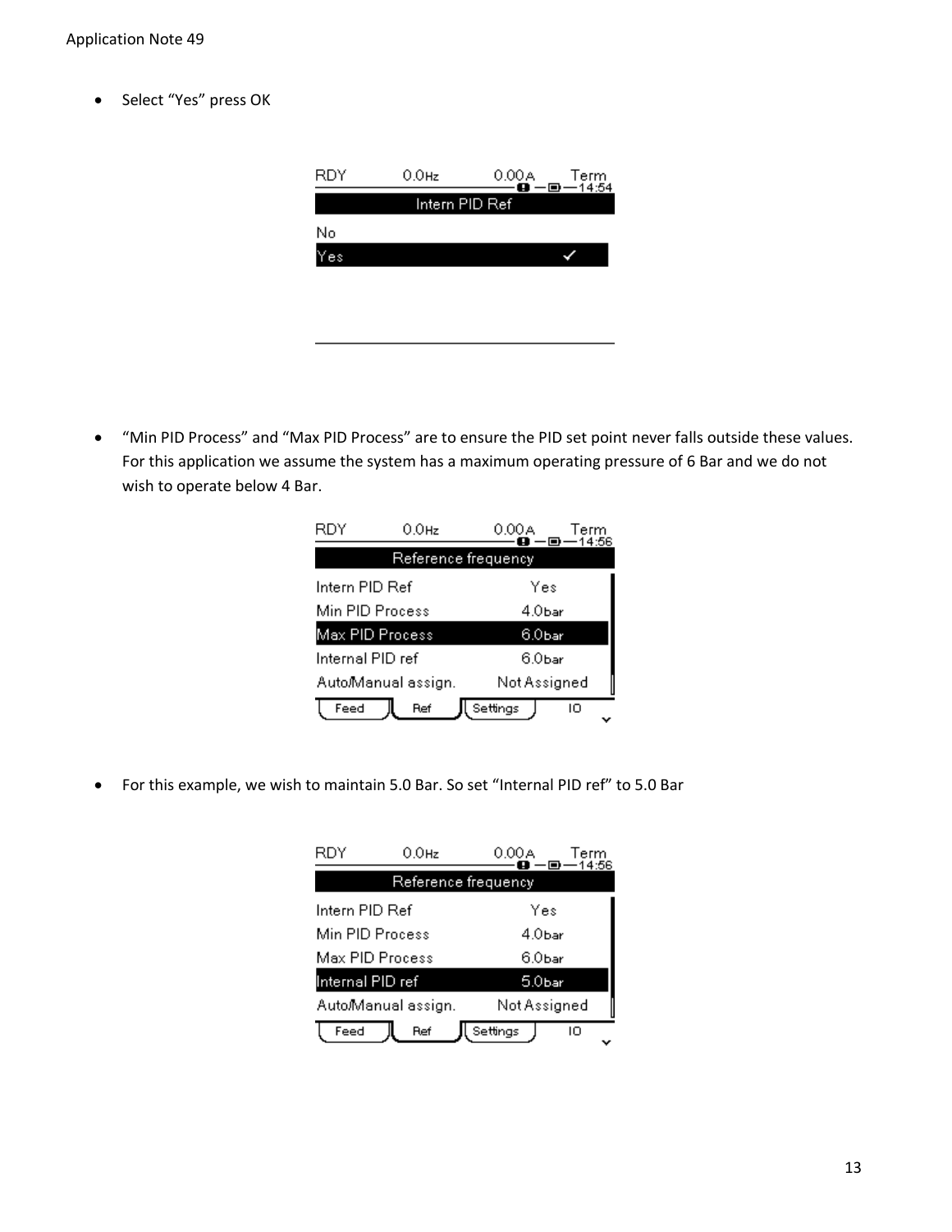- Select “Yes” press OK

- “Min PID Process” and “Max PID Process” are to ensure the PID set point never falls outside these values. For this application we assume the system has a maximum operating pressure of 6 Bar and we do not wish to operate below 4 Bar.

- For this example, we wish to maintain 5.0 Bar. So set “Internal PID ref” to 5.0 Bar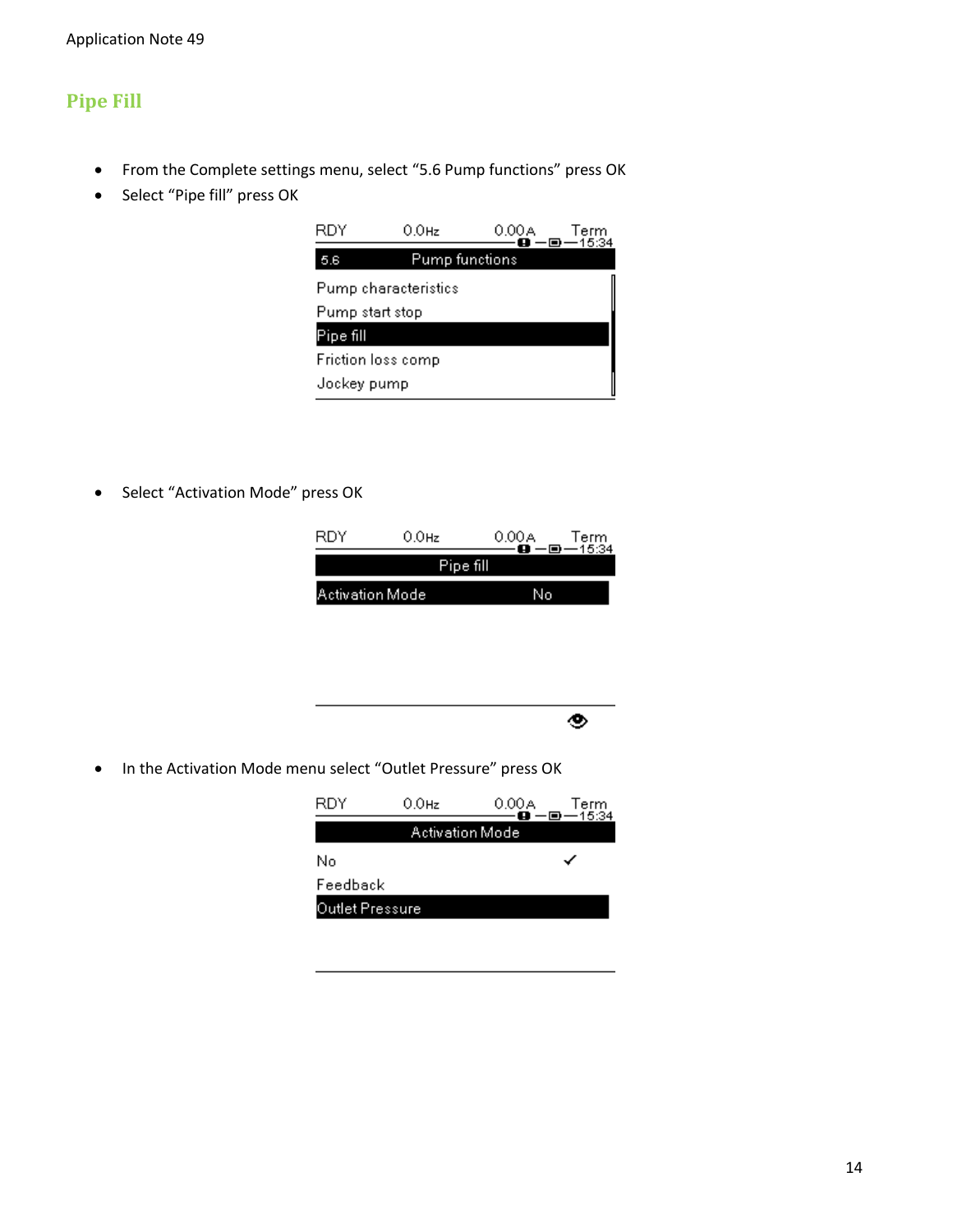## Pipe Fill

- From the Complete settings menu, select “5.6 Pump functions” press OK
- Select “Pipe fill” press OK

- Select “Activation Mode” press OK

- In the Activation Mode menu select “Outlet Pressure” press OK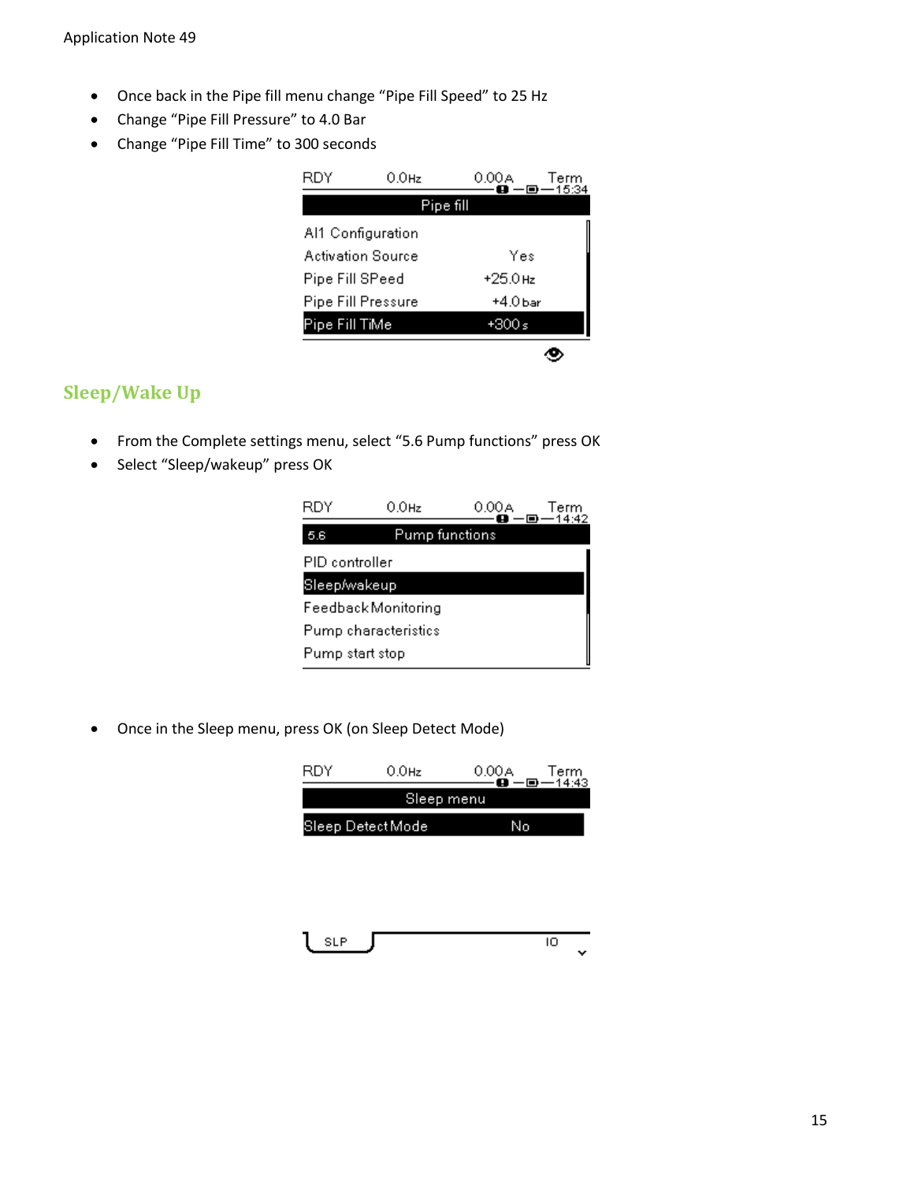- Once back in the Pipe fill menu change "Pipe Fill Speed" to 25 Hz
- Change "Pipe Fill Pressure" to 4.0 Bar
- Change "Pipe Fill Time" to 300 seconds

| RDY | 0.0Hz | 0.00A | Term 15:34 |
|---|---|---|---|
| **Pipe fill** | | | |
| AI1 Configuration | | | |
| Activation Source | | Yes | |
| Pipe Fill SPeed | | +25.0 Hz | |
| Pipe Fill Pressure | | +4.0 bar | |
| Pipe Fill TiMe | | +300 s | |

## Sleep/Wake Up

- From the Complete settings menu, select "5.6 Pump functions" press OK
- Select "Sleep/wakeup" press OK

| RDY | 0.0Hz | 0.00A | Term 14:42 |
|---|---|---|---|
| 5.6 **Pump functions** | | | |
| PID controller | | | |
| Sleep/wakeup | | | |
| Feedback Monitoring | | | |
| Pump characteristics | | | |
| Pump start stop | | | |

- Once in the Sleep menu, press OK (on Sleep Detect Mode)

| RDY | 0.0Hz | 0.00A | Term 14:43 |
|---|---|---|---|
| **Sleep menu** | | | |
| Sleep Detect Mode | | No | |
| SLP | | IO | |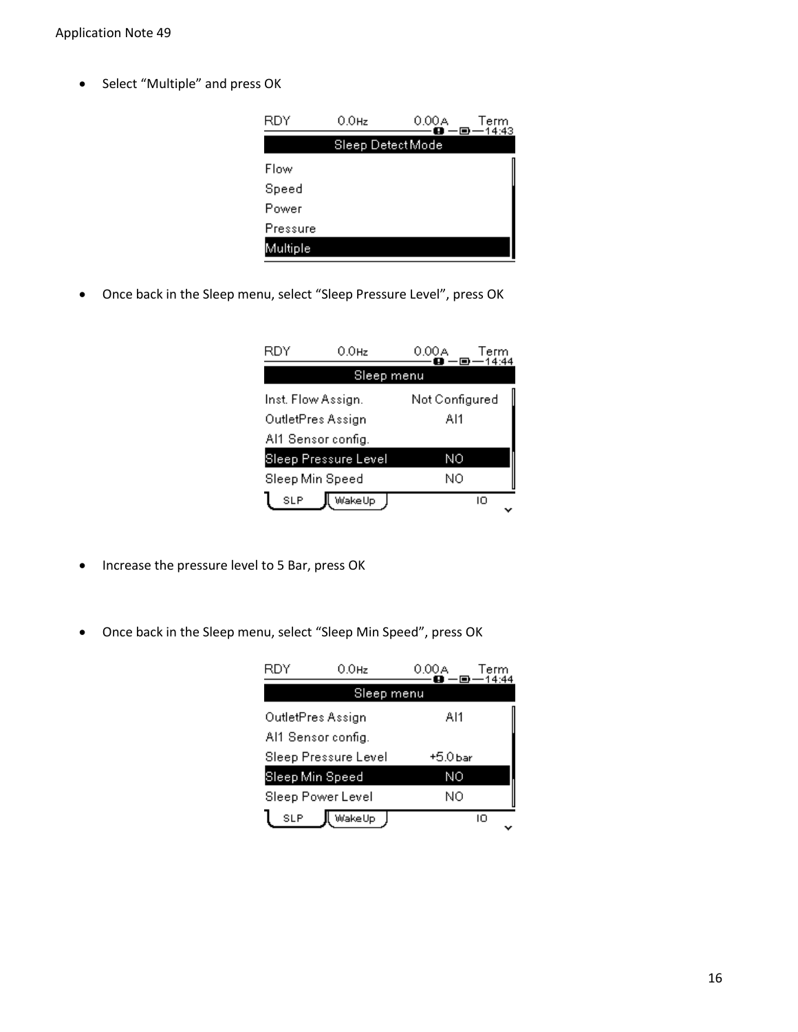- Select "Multiple" and press OK

- Once back in the Sleep menu, select "Sleep Pressure Level", press OK

- Increase the pressure level to 5 Bar, press OK

- Once back in the Sleep menu, select "Sleep Min Speed", press OK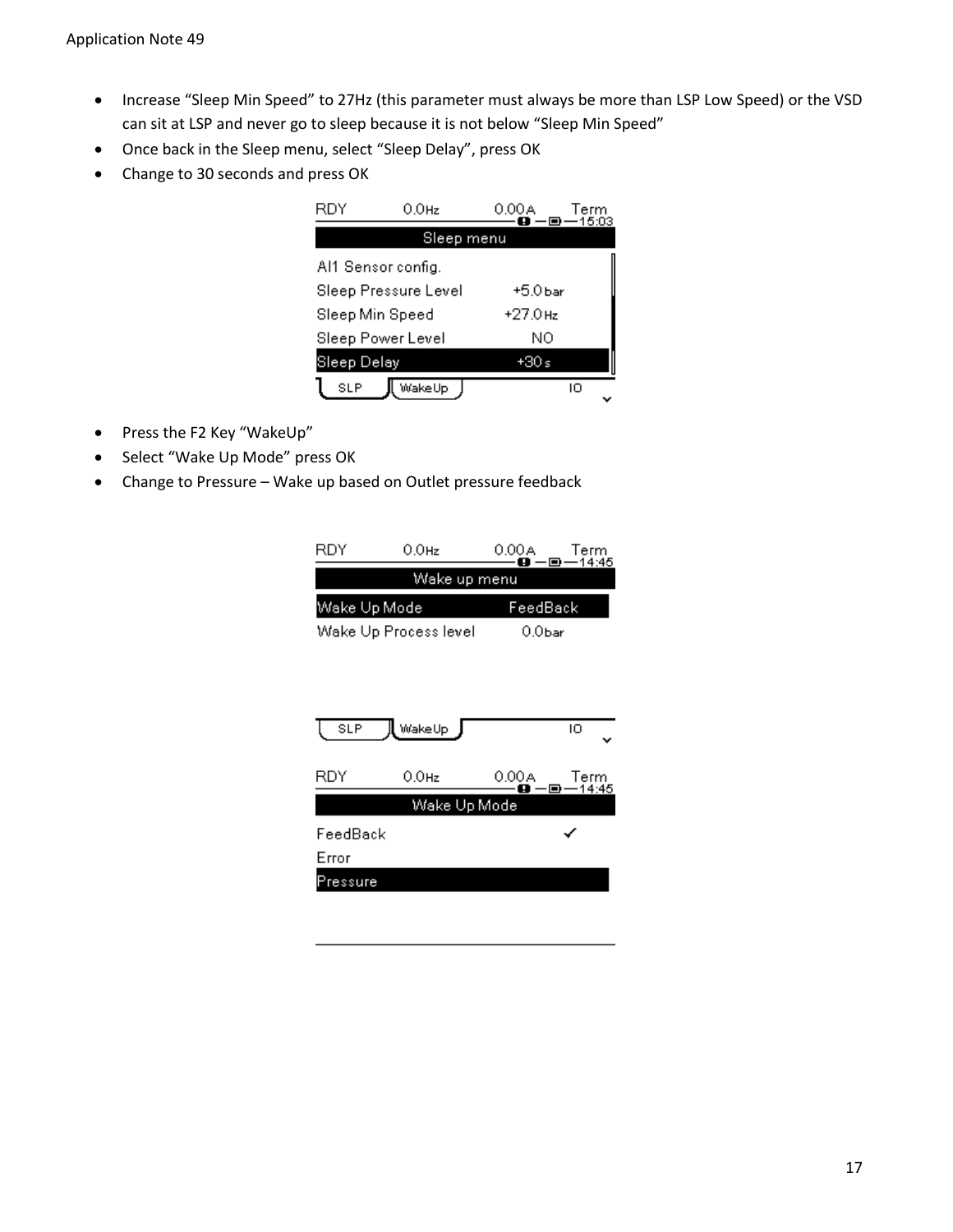- Increase “Sleep Min Speed” to 27Hz (this parameter must always be more than LSP Low Speed) or the VSD can sit at LSP and never go to sleep because it is not below “Sleep Min Speed”
- Once back in the Sleep menu, select “Sleep Delay”, press OK
- Change to 30 seconds and press OK

- Press the F2 Key “WakeUp”
- Select “Wake Up Mode” press OK
- Change to Pressure – Wake up based on Outlet pressure feedback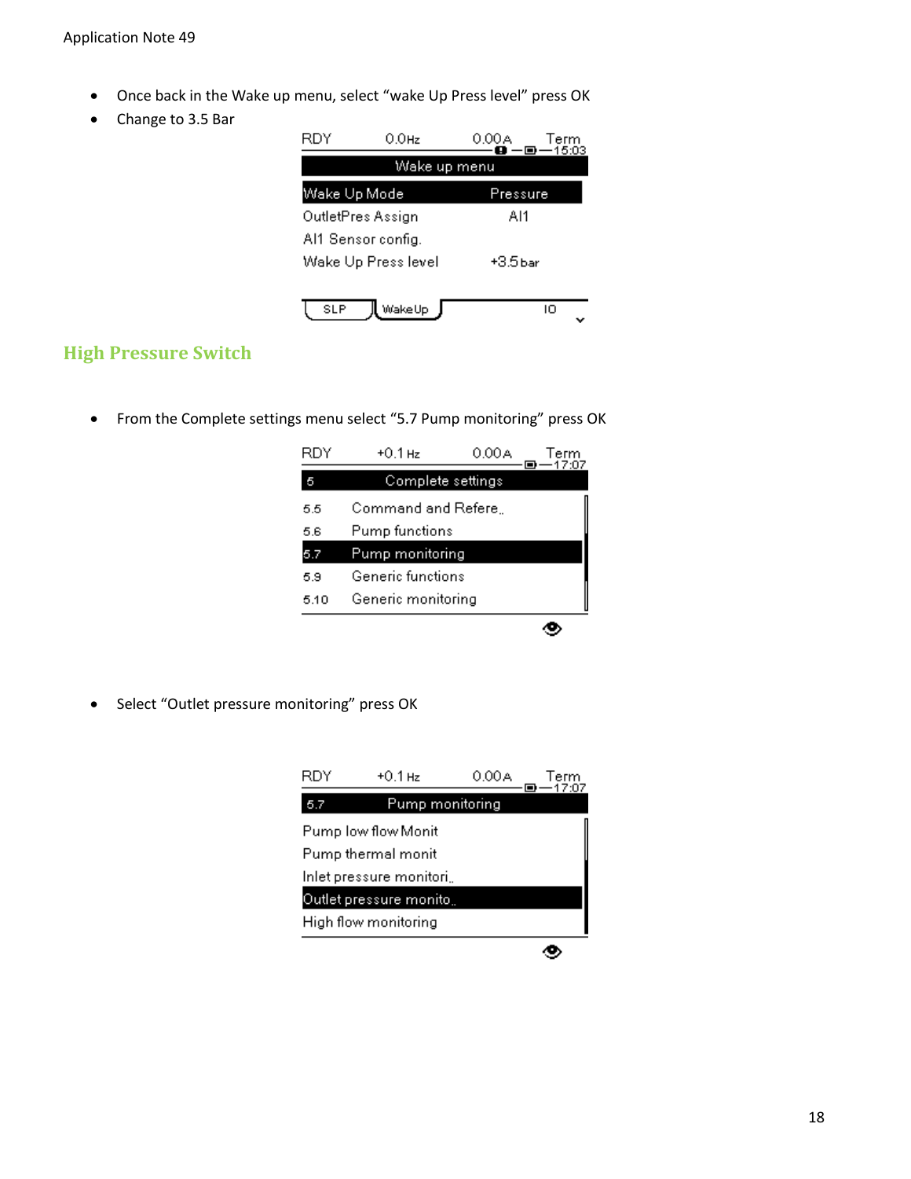- Once back in the Wake up menu, select “wake Up Press level” press OK
- Change to 3.5 Bar

## High Pressure Switch

- From the Complete settings menu select “5.7 Pump monitoring” press OK

- Select “Outlet pressure monitoring” press OK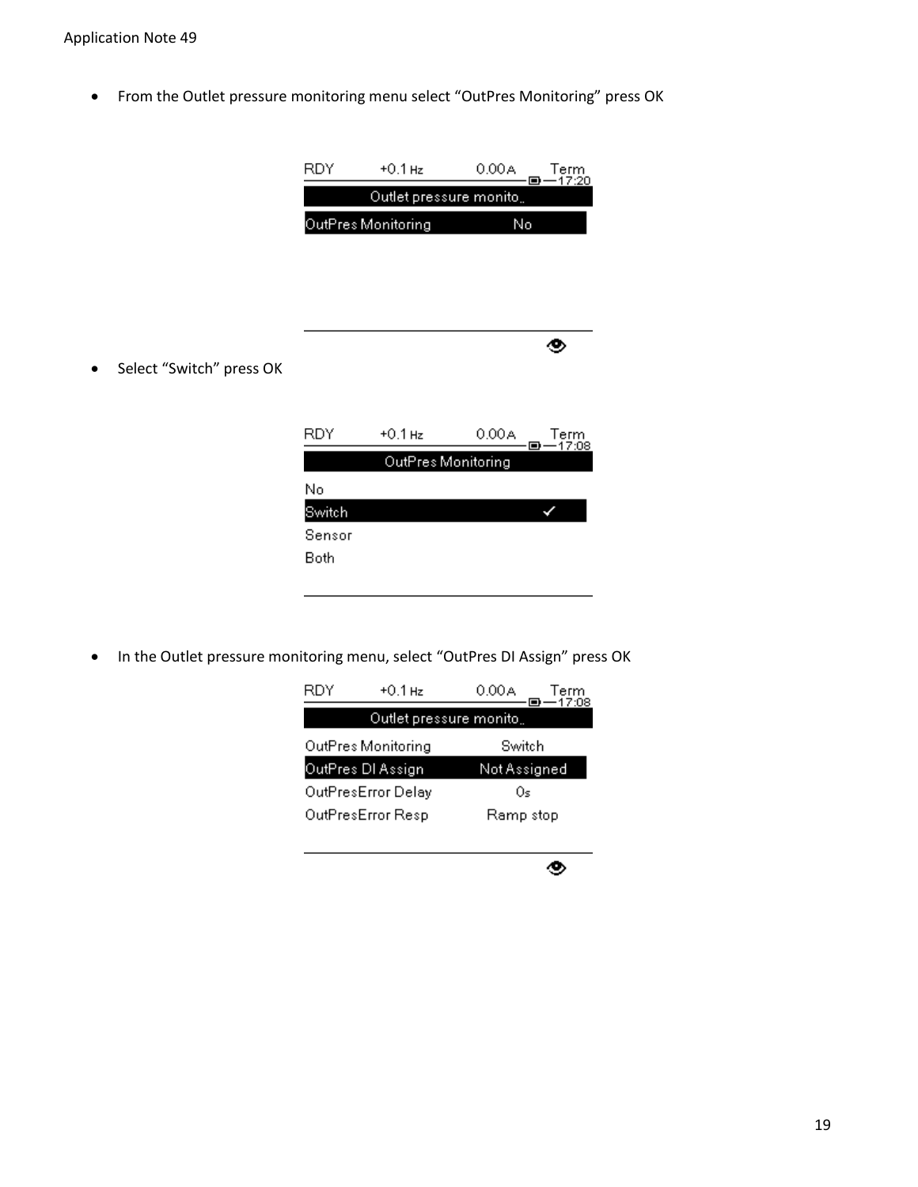- From the Outlet pressure monitoring menu select "OutPres Monitoring" press OK
- Select "Switch" press OK
- In the Outlet pressure monitoring menu, select "OutPres DI Assign" press OK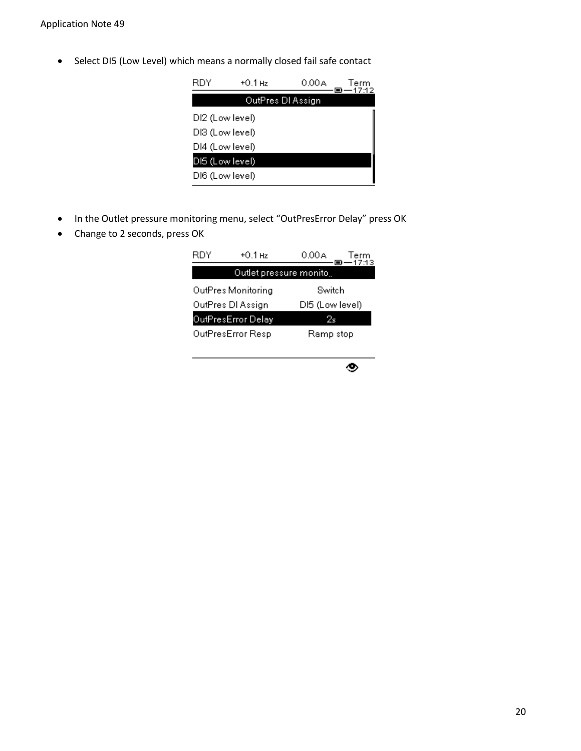- Select DI5 (Low Level) which means a normally closed fail safe contact

```
RDY      +0.1 Hz      0.00A      Term
                                 17:12
         OutPres DI Assign
DI2 (Low level)
DI3 (Low level)
DI4 (Low level)
DI5 (Low level)
DI6 (Low level)
```

- In the Outlet pressure monitoring menu, select "OutPresError Delay" press OK
- Change to 2 seconds, press OK

```
RDY      +0.1 Hz      0.00A      Term
                                 17:13
         Outlet pressure monito..
OutPres Monitoring        Switch
OutPres DI Assign         DI5 (Low level)
OutPresError Delay        2s
OutPresError Resp         Ramp stop
```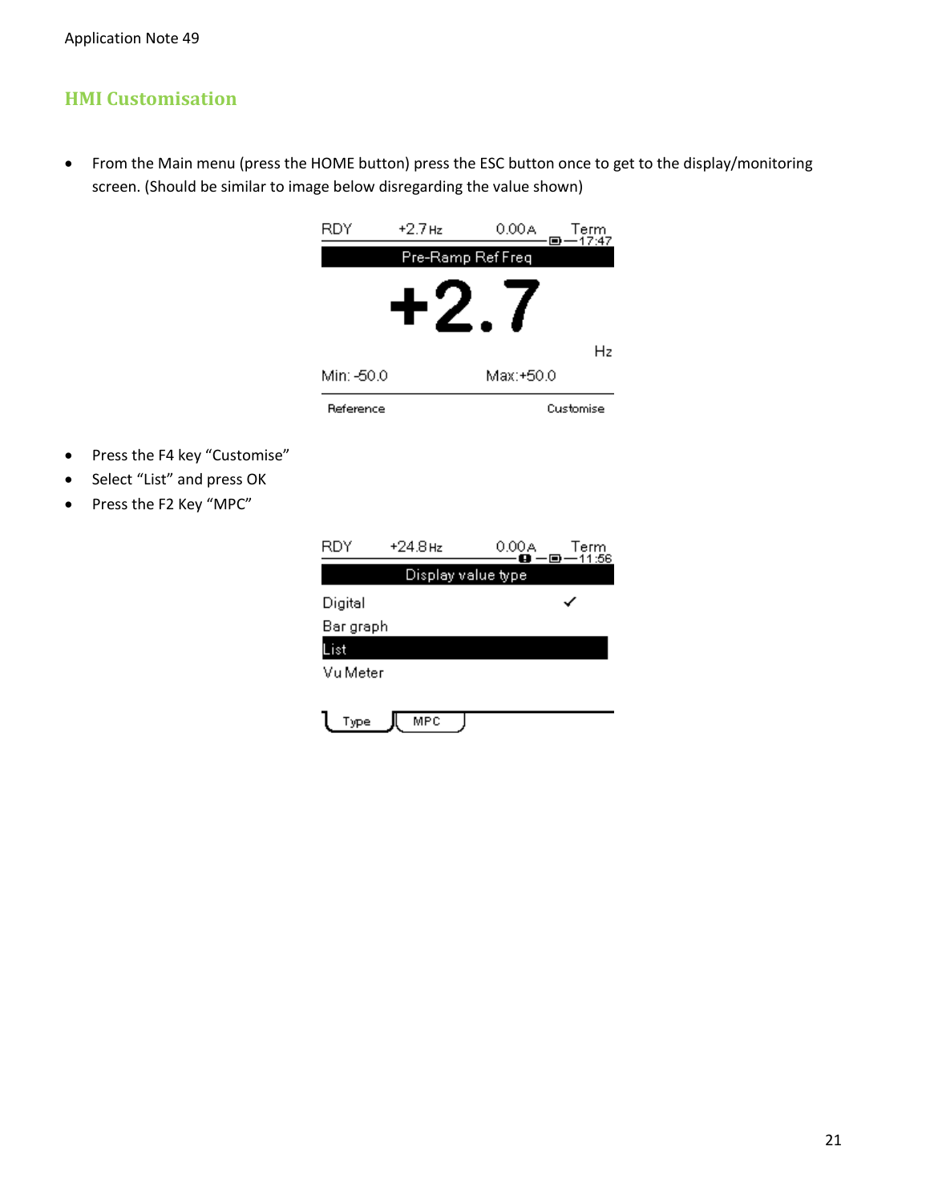## HMI Customisation

- From the Main menu (press the HOME button) press the ESC button once to get to the display/monitoring screen. (Should be similar to image below disregarding the value shown)

- Press the F4 key "Customise"
- Select "List" and press OK
- Press the F2 Key "MPC"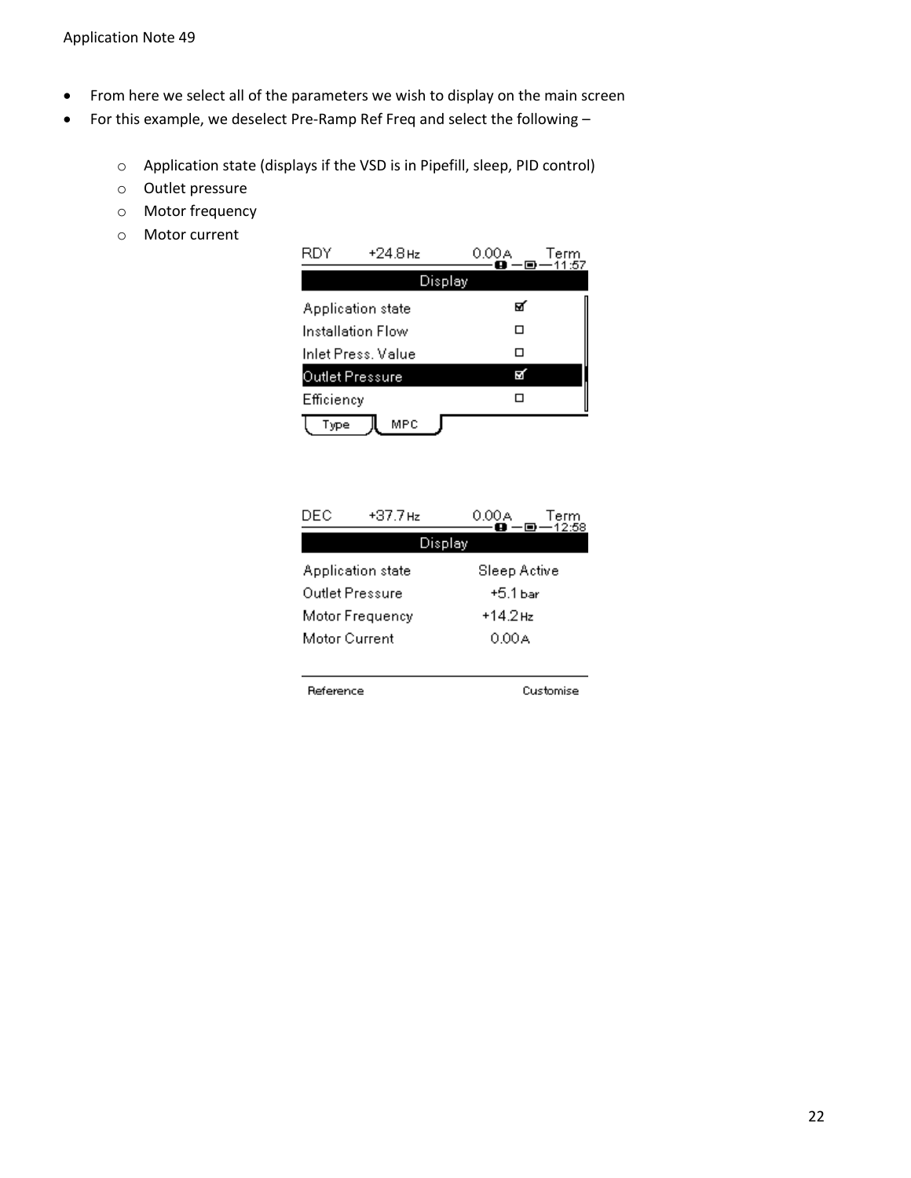- From here we select all of the parameters we wish to display on the main screen
- For this example, we deselect Pre-Ramp Ref Freq and select the following –
  - Application state (displays if the VSD is in Pipefill, sleep, PID control)
  - Outlet pressure
  - Motor frequency
  - Motor current

RDY +24.8 Hz 0.00 A Term 11:57

Display

| | |
|---|---|
| Application state | ☑ |
| Installation Flow | ☐ |
| Inlet Press. Value | ☐ |
| Outlet Pressure | ☑ |
| Efficiency | ☐ |

Type MPC

DEC +37.7 Hz 0.00 A Term 12:58

Display

| | |
|---|---|
| Application state | Sleep Active |
| Outlet Pressure | +5.1 bar |
| Motor Frequency | +14.2 Hz |
| Motor Current | 0.00 A |

Reference Customise